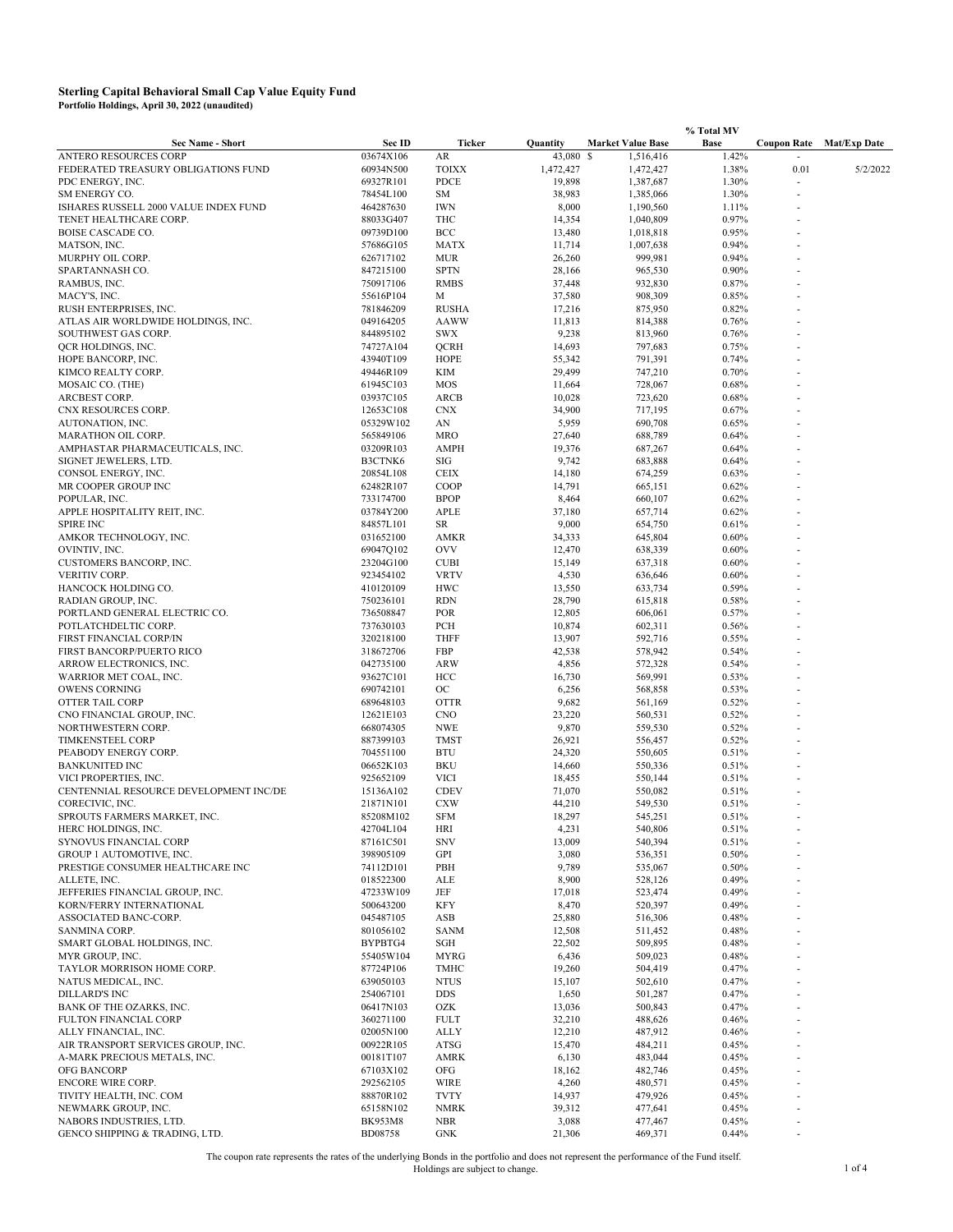**Sterling Capital Behavioral Small Cap Value Equity Fund**
**Portfolio Holdings, April 30, 2022 (unaudited)**

| Sec Name - Short | Sec ID | Ticker | Quantity | Market Value Base | % Total MV Base | Coupon Rate | Mat/Exp Date |
|---|---|---|---|---|---|---|---|
| ANTERO RESOURCES CORP | 03674X106 | AR | 43,080 | $ 1,516,416 | 1.42% | - | |
| FEDERATED TREASURY OBLIGATIONS FUND | 60934N500 | TOIXX | 1,472,427 | 1,472,427 | 1.38% | 0.01 | 5/2/2022 |
| PDC ENERGY, INC. | 69327R101 | PDCE | 19,898 | 1,387,687 | 1.30% | - | |
| SM ENERGY CO. | 78454L100 | SM | 38,983 | 1,385,066 | 1.30% | - | |
| ISHARES RUSSELL 2000 VALUE INDEX FUND | 464287630 | IWN | 8,000 | 1,190,560 | 1.11% | - | |
| TENET HEALTHCARE CORP. | 88033G407 | THC | 14,354 | 1,040,809 | 0.97% | - | |
| BOISE CASCADE CO. | 09739D100 | BCC | 13,480 | 1,018,818 | 0.95% | - | |
| MATSON, INC. | 57686G105 | MATX | 11,714 | 1,007,638 | 0.94% | - | |
| MURPHY OIL CORP. | 626717102 | MUR | 26,260 | 999,981 | 0.94% | - | |
| SPARTANNASH CO. | 847215100 | SPTN | 28,166 | 965,530 | 0.90% | - | |
| RAMBUS, INC. | 750917106 | RMBS | 37,448 | 932,830 | 0.87% | - | |
| MACY'S, INC. | 55616P104 | M | 37,580 | 908,309 | 0.85% | - | |
| RUSH ENTERPRISES, INC. | 781846209 | RUSHA | 17,216 | 875,950 | 0.82% | - | |
| ATLAS AIR WORLDWIDE HOLDINGS, INC. | 049164205 | AAWW | 11,813 | 814,388 | 0.76% | - | |
| SOUTHWEST GAS CORP. | 844895102 | SWX | 9,238 | 813,960 | 0.76% | - | |
| QCR HOLDINGS, INC. | 74727A104 | QCRH | 14,693 | 797,683 | 0.75% | - | |
| HOPE BANCORP, INC. | 43940T109 | HOPE | 55,342 | 791,391 | 0.74% | - | |
| KIMCO REALTY CORP. | 49446R109 | KIM | 29,499 | 747,210 | 0.70% | - | |
| MOSAIC CO. (THE) | 61945C103 | MOS | 11,664 | 728,067 | 0.68% | - | |
| ARCBEST CORP. | 03937C105 | ARCB | 10,028 | 723,620 | 0.68% | - | |
| CNX RESOURCES CORP. | 12653C108 | CNX | 34,900 | 717,195 | 0.67% | - | |
| AUTONATION, INC. | 05329W102 | AN | 5,959 | 690,708 | 0.65% | - | |
| MARATHON OIL CORP. | 565849106 | MRO | 27,640 | 688,789 | 0.64% | - | |
| AMPHASTAR PHARMACEUTICALS, INC. | 03209R103 | AMPH | 19,376 | 687,267 | 0.64% | - | |
| SIGNET JEWELERS, LTD. | B3CTNK6 | SIG | 9,742 | 683,888 | 0.64% | - | |
| CONSOL ENERGY, INC. | 20854L108 | CEIX | 14,180 | 674,259 | 0.63% | - | |
| MR COOPER GROUP INC | 62482R107 | COOP | 14,791 | 665,151 | 0.62% | - | |
| POPULAR, INC. | 733174700 | BPOP | 8,464 | 660,107 | 0.62% | - | |
| APPLE HOSPITALITY REIT, INC. | 03784Y200 | APLE | 37,180 | 657,714 | 0.62% | - | |
| SPIRE INC | 84857L101 | SR | 9,000 | 654,750 | 0.61% | - | |
| AMKOR TECHNOLOGY, INC. | 031652100 | AMKR | 34,333 | 645,804 | 0.60% | - | |
| OVINTIV, INC. | 69047Q102 | OVV | 12,470 | 638,339 | 0.60% | - | |
| CUSTOMERS BANCORP, INC. | 23204G100 | CUBI | 15,149 | 637,318 | 0.60% | - | |
| VERITIV CORP. | 923454102 | VRTV | 4,530 | 636,646 | 0.60% | - | |
| HANCOCK HOLDING CO. | 410120109 | HWC | 13,550 | 633,734 | 0.59% | - | |
| RADIAN GROUP, INC. | 750236101 | RDN | 28,790 | 615,818 | 0.58% | - | |
| PORTLAND GENERAL ELECTRIC CO. | 736508847 | POR | 12,805 | 606,061 | 0.57% | - | |
| POTLATCHDELTIC CORP. | 737630103 | PCH | 10,874 | 602,311 | 0.56% | - | |
| FIRST FINANCIAL CORP/IN | 320218100 | THFF | 13,907 | 592,716 | 0.55% | - | |
| FIRST BANCORP/PUERTO RICO | 318672706 | FBP | 42,538 | 578,942 | 0.54% | - | |
| ARROW ELECTRONICS, INC. | 042735100 | ARW | 4,856 | 572,328 | 0.54% | - | |
| WARRIOR MET COAL, INC. | 93627C101 | HCC | 16,730 | 569,991 | 0.53% | - | |
| OWENS CORNING | 690742101 | OC | 6,256 | 568,858 | 0.53% | - | |
| OTTER TAIL CORP | 689648103 | OTTR | 9,682 | 561,169 | 0.52% | - | |
| CNO FINANCIAL GROUP, INC. | 12621E103 | CNO | 23,220 | 560,531 | 0.52% | - | |
| NORTHWESTERN CORP. | 668074305 | NWE | 9,870 | 559,530 | 0.52% | - | |
| TIMKENSTEEL CORP | 887399103 | TMST | 26,921 | 556,457 | 0.52% | - | |
| PEABODY ENERGY CORP. | 704551100 | BTU | 24,320 | 550,605 | 0.51% | - | |
| BANKUNITED INC | 06652K103 | BKU | 14,660 | 550,336 | 0.51% | - | |
| VICI PROPERTIES, INC. | 925652109 | VICI | 18,455 | 550,144 | 0.51% | - | |
| CENTENNIAL RESOURCE DEVELOPMENT INC/DE | 15136A102 | CDEV | 71,070 | 550,082 | 0.51% | - | |
| CORECIVIC, INC. | 21871N101 | CXW | 44,210 | 549,530 | 0.51% | - | |
| SPROUTS FARMERS MARKET, INC. | 85208M102 | SFM | 18,297 | 545,251 | 0.51% | - | |
| HERC HOLDINGS, INC. | 42704L104 | HRI | 4,231 | 540,806 | 0.51% | - | |
| SYNOVUS FINANCIAL CORP | 87161C501 | SNV | 13,009 | 540,394 | 0.51% | - | |
| GROUP 1 AUTOMOTIVE, INC. | 398905109 | GPI | 3,080 | 536,351 | 0.50% | - | |
| PRESTIGE CONSUMER HEALTHCARE INC | 74112D101 | PBH | 9,789 | 535,067 | 0.50% | - | |
| ALLETE, INC. | 018522300 | ALE | 8,900 | 528,126 | 0.49% | - | |
| JEFFERIES FINANCIAL GROUP, INC. | 47233W109 | JEF | 17,018 | 523,474 | 0.49% | - | |
| KORN/FERRY INTERNATIONAL | 500643200 | KFY | 8,470 | 520,397 | 0.49% | - | |
| ASSOCIATED BANC-CORP. | 045487105 | ASB | 25,880 | 516,306 | 0.48% | - | |
| SANMINA CORP. | 801056102 | SANM | 12,508 | 511,452 | 0.48% | - | |
| SMART GLOBAL HOLDINGS, INC. | BYPBTG4 | SGH | 22,502 | 509,895 | 0.48% | - | |
| MYR GROUP, INC. | 55405W104 | MYRG | 6,436 | 509,023 | 0.48% | - | |
| TAYLOR MORRISON HOME CORP. | 87724P106 | TMHC | 19,260 | 504,419 | 0.47% | - | |
| NATUS MEDICAL, INC. | 639050103 | NTUS | 15,107 | 502,610 | 0.47% | - | |
| DILLARD'S INC | 254067101 | DDS | 1,650 | 501,287 | 0.47% | - | |
| BANK OF THE OZARKS, INC. | 06417N103 | OZK | 13,036 | 500,843 | 0.47% | - | |
| FULTON FINANCIAL CORP | 360271100 | FULT | 32,210 | 488,626 | 0.46% | - | |
| ALLY FINANCIAL, INC. | 02005N100 | ALLY | 12,210 | 487,912 | 0.46% | - | |
| AIR TRANSPORT SERVICES GROUP, INC. | 00922R105 | ATSG | 15,470 | 484,211 | 0.45% | - | |
| A-MARK PRECIOUS METALS, INC. | 00181T107 | AMRK | 6,130 | 483,044 | 0.45% | - | |
| OFG BANCORP | 67103X102 | OFG | 18,162 | 482,746 | 0.45% | - | |
| ENCORE WIRE CORP. | 292562105 | WIRE | 4,260 | 480,571 | 0.45% | - | |
| TIVITY HEALTH, INC. COM | 88870R102 | TVTY | 14,937 | 479,926 | 0.45% | - | |
| NEWMARK GROUP, INC. | 65158N102 | NMRK | 39,312 | 477,641 | 0.45% | - | |
| NABORS INDUSTRIES, LTD. | BK953M8 | NBR | 3,088 | 477,467 | 0.45% | - | |
| GENCO SHIPPING & TRADING, LTD. | BD08758 | GNK | 21,306 | 469,371 | 0.44% | - | |

The coupon rate represents the rates of the underlying Bonds in the portfolio and does not represent the performance of the Fund itself.
Holdings are subject to change.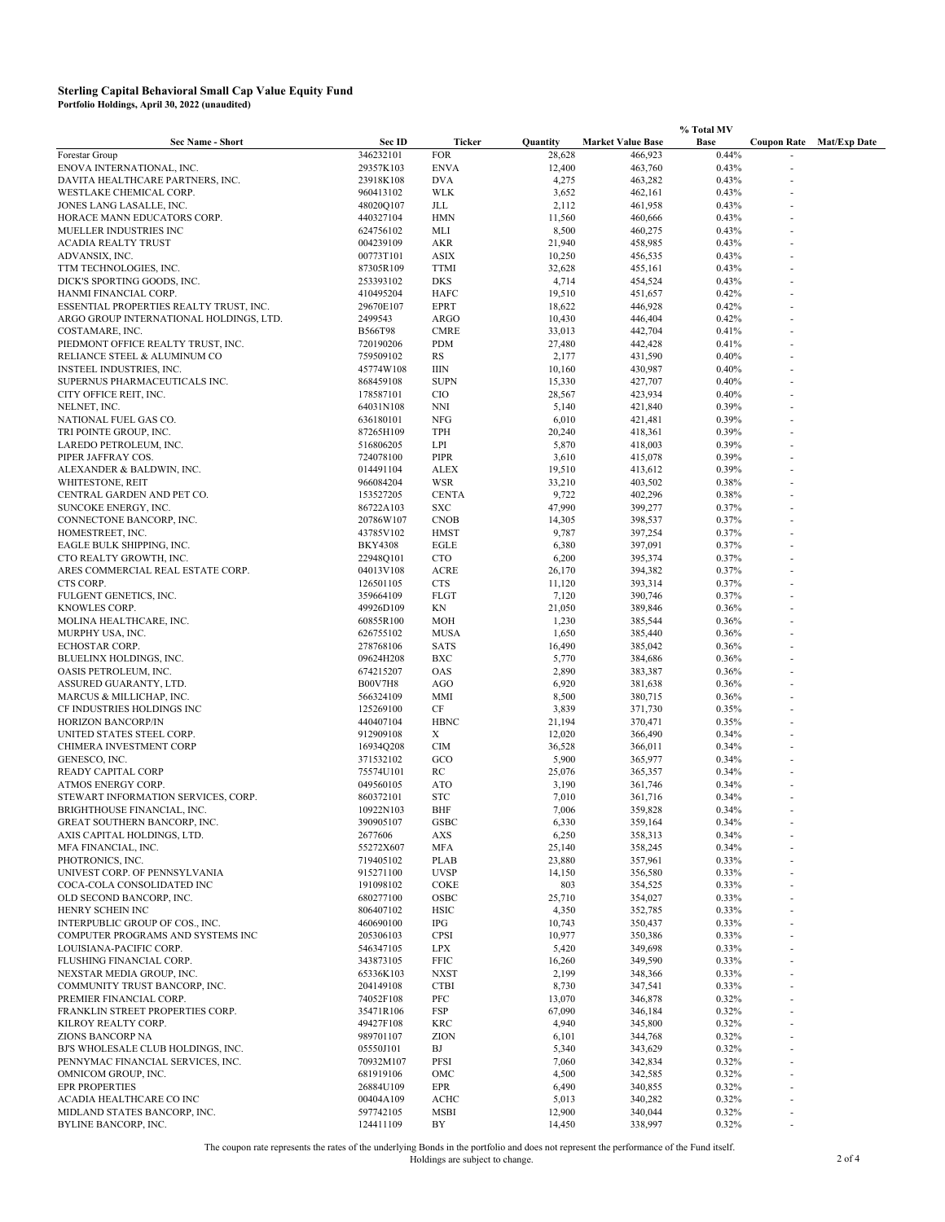**Sterling Capital Behavioral Small Cap Value Equity Fund**
**Portfolio Holdings, April 30, 2022 (unaudited)**

| Sec Name - Short | Sec ID | Ticker | Quantity | Market Value Base | % Total MV Base | Coupon Rate | Mat/Exp Date |
|---|---|---|---|---|---|---|---|
| Forestar Group | 346232101 | FOR | 28,628 | 466,923 | 0.44% | - | |
| ENOVA INTERNATIONAL, INC. | 29357K103 | ENVA | 12,400 | 463,760 | 0.43% | - | |
| DAVITA HEALTHCARE PARTNERS, INC. | 23918K108 | DVA | 4,275 | 463,282 | 0.43% | - | |
| WESTLAKE CHEMICAL CORP. | 960413102 | WLK | 3,652 | 462,161 | 0.43% | - | |
| JONES LANG LASALLE, INC. | 48020Q107 | JLL | 2,112 | 461,958 | 0.43% | - | |
| HORACE MANN EDUCATORS CORP. | 440327104 | HMN | 11,560 | 460,666 | 0.43% | - | |
| MUELLER INDUSTRIES INC | 624756102 | MLI | 8,500 | 460,275 | 0.43% | - | |
| ACADIA REALTY TRUST | 004239109 | AKR | 21,940 | 458,985 | 0.43% | - | |
| ADVANSIX, INC. | 00773T101 | ASIX | 10,250 | 456,535 | 0.43% | - | |
| TTM TECHNOLOGIES, INC. | 87305R109 | TTMI | 32,628 | 455,161 | 0.43% | - | |
| DICK'S SPORTING GOODS, INC. | 253393102 | DKS | 4,714 | 454,524 | 0.43% | - | |
| HANMI FINANCIAL CORP. | 410495204 | HAFC | 19,510 | 451,657 | 0.42% | - | |
| ESSENTIAL PROPERTIES REALTY TRUST, INC. | 29670E107 | EPRT | 18,622 | 446,928 | 0.42% | - | |
| ARGO GROUP INTERNATIONAL HOLDINGS, LTD. | 2499543 | ARGO | 10,430 | 446,404 | 0.42% | - | |
| COSTAMARE, INC. | B566T98 | CMRE | 33,013 | 442,704 | 0.41% | - | |
| PIEDMONT OFFICE REALTY TRUST, INC. | 720190206 | PDM | 27,480 | 442,428 | 0.41% | - | |
| RELIANCE STEEL & ALUMINUM CO | 759509102 | RS | 2,177 | 431,590 | 0.40% | - | |
| INSTEEL INDUSTRIES, INC. | 45774W108 | IIIN | 10,160 | 430,987 | 0.40% | - | |
| SUPERNUS PHARMACEUTICALS INC. | 868459108 | SUPN | 15,330 | 427,707 | 0.40% | - | |
| CITY OFFICE REIT, INC. | 178587101 | CIO | 28,567 | 423,934 | 0.40% | - | |
| NELNET, INC. | 64031N108 | NNI | 5,140 | 421,840 | 0.39% | - | |
| NATIONAL FUEL GAS CO. | 636180101 | NFG | 6,010 | 421,481 | 0.39% | - | |
| TRI POINTE GROUP, INC. | 87265H109 | TPH | 20,240 | 418,361 | 0.39% | - | |
| LAREDO PETROLEUM, INC. | 516806205 | LPI | 5,870 | 418,003 | 0.39% | - | |
| PIPER JAFFRAY COS. | 724078100 | PIPR | 3,610 | 415,078 | 0.39% | - | |
| ALEXANDER & BALDWIN, INC. | 014491104 | ALEX | 19,510 | 413,612 | 0.39% | - | |
| WHITESTONE, REIT | 966084204 | WSR | 33,210 | 403,502 | 0.38% | - | |
| CENTRAL GARDEN AND PET CO. | 153527205 | CENTA | 9,722 | 402,296 | 0.38% | - | |
| SUNCOKE ENERGY, INC. | 86722A103 | SXC | 47,990 | 399,277 | 0.37% | - | |
| CONNECTONE BANCORP, INC. | 20786W107 | CNOB | 14,305 | 398,537 | 0.37% | - | |
| HOMESTREET, INC. | 43785V102 | HMST | 9,787 | 397,254 | 0.37% | - | |
| EAGLE BULK SHIPPING, INC. | BKY4308 | EGLE | 6,380 | 397,091 | 0.37% | - | |
| CTO REALTY GROWTH, INC. | 22948Q101 | CTO | 6,200 | 395,374 | 0.37% | - | |
| ARES COMMERCIAL REAL ESTATE CORP. | 04013V108 | ACRE | 26,170 | 394,382 | 0.37% | - | |
| CTS CORP. | 126501105 | CTS | 11,120 | 393,314 | 0.37% | - | |
| FULGENT GENETICS, INC. | 359664109 | FLGT | 7,120 | 390,746 | 0.37% | - | |
| KNOWLES CORP. | 49926D109 | KN | 21,050 | 389,846 | 0.36% | - | |
| MOLINA HEALTHCARE, INC. | 60855R100 | MOH | 1,230 | 385,544 | 0.36% | - | |
| MURPHY USA, INC. | 626755102 | MUSA | 1,650 | 385,440 | 0.36% | - | |
| ECHOSTAR CORP. | 278768106 | SATS | 16,490 | 385,042 | 0.36% | - | |
| BLUELINX HOLDINGS, INC. | 09624H208 | BXC | 5,770 | 384,686 | 0.36% | - | |
| OASIS PETROLEUM, INC. | 674215207 | OAS | 2,890 | 383,387 | 0.36% | - | |
| ASSURED GUARANTY, LTD. | B00V7H8 | AGO | 6,920 | 381,638 | 0.36% | - | |
| MARCUS & MILLICHAP, INC. | 566324109 | MMI | 8,500 | 380,715 | 0.36% | - | |
| CF INDUSTRIES HOLDINGS INC | 125269100 | CF | 3,839 | 371,730 | 0.35% | - | |
| HORIZON BANCORP/IN | 440407104 | HBNC | 21,194 | 370,471 | 0.35% | - | |
| UNITED STATES STEEL CORP. | 912909108 | X | 12,020 | 366,490 | 0.34% | - | |
| CHIMERA INVESTMENT CORP | 16934Q208 | CIM | 36,528 | 366,011 | 0.34% | - | |
| GENESCO, INC. | 371532102 | GCO | 5,900 | 365,977 | 0.34% | - | |
| READY CAPITAL CORP | 75574U101 | RC | 25,076 | 365,357 | 0.34% | - | |
| ATMOS ENERGY CORP. | 049560105 | ATO | 3,190 | 361,746 | 0.34% | - | |
| STEWART INFORMATION SERVICES, CORP. | 860372101 | STC | 7,010 | 361,716 | 0.34% | - | |
| BRIGHTHOUSE FINANCIAL, INC. | 10922N103 | BHF | 7,006 | 359,828 | 0.34% | - | |
| GREAT SOUTHERN BANCORP, INC. | 390905107 | GSBC | 6,330 | 359,164 | 0.34% | - | |
| AXIS CAPITAL HOLDINGS, LTD. | 2677606 | AXS | 6,250 | 358,313 | 0.34% | - | |
| MFA FINANCIAL, INC. | 55272X607 | MFA | 25,140 | 358,245 | 0.34% | - | |
| PHOTRONICS, INC. | 719405102 | PLAB | 23,880 | 357,961 | 0.33% | - | |
| UNIVEST CORP. OF PENNSYLVANIA | 915271100 | UVSP | 14,150 | 356,580 | 0.33% | - | |
| COCA-COLA CONSOLIDATED INC | 191098102 | COKE | 803 | 354,525 | 0.33% | - | |
| OLD SECOND BANCORP, INC. | 680277100 | OSBC | 25,710 | 354,027 | 0.33% | - | |
| HENRY SCHEIN INC | 806407102 | HSIC | 4,350 | 352,785 | 0.33% | - | |
| INTERPUBLIC GROUP OF COS., INC. | 460690100 | IPG | 10,743 | 350,437 | 0.33% | - | |
| COMPUTER PROGRAMS AND SYSTEMS INC | 205306103 | CPSI | 10,977 | 350,386 | 0.33% | - | |
| LOUISIANA-PACIFIC CORP. | 546347105 | LPX | 5,420 | 349,698 | 0.33% | - | |
| FLUSHING FINANCIAL CORP. | 343873105 | FFIC | 16,260 | 349,590 | 0.33% | - | |
| NEXSTAR MEDIA GROUP, INC. | 65336K103 | NXST | 2,199 | 348,366 | 0.33% | - | |
| COMMUNITY TRUST BANCORP, INC. | 204149108 | CTBI | 8,730 | 347,541 | 0.33% | - | |
| PREMIER FINANCIAL CORP. | 74052F108 | PFC | 13,070 | 346,878 | 0.32% | - | |
| FRANKLIN STREET PROPERTIES CORP. | 35471R106 | FSP | 67,090 | 346,184 | 0.32% | - | |
| KILROY REALTY CORP. | 49427F108 | KRC | 4,940 | 345,800 | 0.32% | - | |
| ZIONS BANCORP NA | 989701107 | ZION | 6,101 | 344,768 | 0.32% | - | |
| BJ'S WHOLESALE CLUB HOLDINGS, INC. | 05550J101 | BJ | 5,340 | 343,629 | 0.32% | - | |
| PENNYMAC FINANCIAL SERVICES, INC. | 70932M107 | PFSI | 7,060 | 342,834 | 0.32% | - | |
| OMNICOM GROUP, INC. | 681919106 | OMC | 4,500 | 342,585 | 0.32% | - | |
| EPR PROPERTIES | 26884U109 | EPR | 6,490 | 340,855 | 0.32% | - | |
| ACADIA HEALTHCARE CO INC | 00404A109 | ACHC | 5,013 | 340,282 | 0.32% | - | |
| MIDLAND STATES BANCORP, INC. | 597742105 | MSBI | 12,900 | 340,044 | 0.32% | - | |
| BYLINE BANCORP, INC. | 124411109 | BY | 14,450 | 338,997 | 0.32% | - | |

The coupon rate represents the rates of the underlying Bonds in the portfolio and does not represent the performance of the Fund itself.
Holdings are subject to change.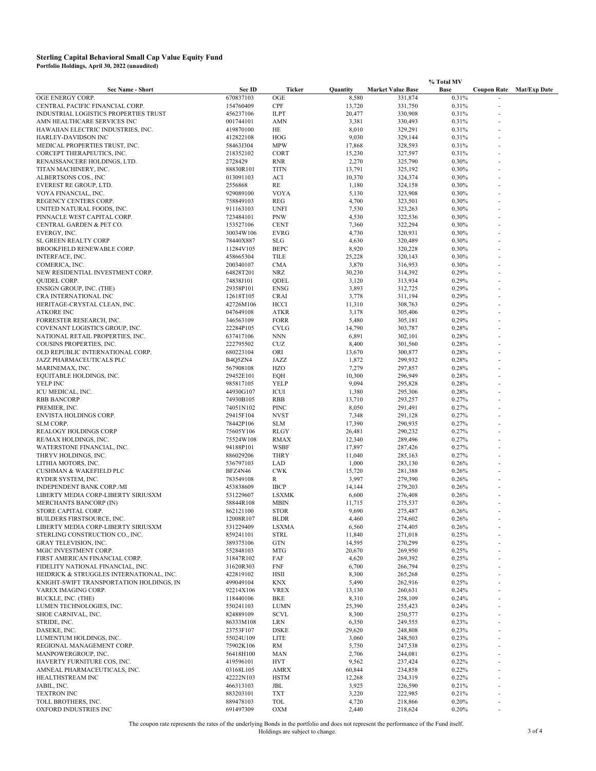**Sterling Capital Behavioral Small Cap Value Equity Fund**
**Portfolio Holdings, April 30, 2022 (unaudited)**

| Sec Name - Short | Sec ID | Ticker | Quantity | Market Value Base | % Total MV Base | Coupon Rate | Mat/Exp Date |
|---|---|---|---|---|---|---|---|
| OGE ENERGY CORP. | 670837103 | OGE | 8,580 | 331,874 | 0.31% | - | |
| CENTRAL PACIFIC FINANCIAL CORP. | 154760409 | CPF | 13,720 | 331,750 | 0.31% | - | |
| INDUSTRIAL LOGISTICS PROPERTIES TRUST | 456237106 | ILPT | 20,477 | 330,908 | 0.31% | - | |
| AMN HEALTHCARE SERVICES INC | 001744101 | AMN | 3,381 | 330,493 | 0.31% | - | |
| HAWAIIAN ELECTRIC INDUSTRIES, INC. | 419870100 | HE | 8,010 | 329,291 | 0.31% | - | |
| HARLEY-DAVIDSON INC | 412822108 | HOG | 9,030 | 329,144 | 0.31% | - | |
| MEDICAL PROPERTIES TRUST, INC. | 58463J304 | MPW | 17,868 | 328,593 | 0.31% | - | |
| CORCEPT THERAPEUTICS, INC. | 218352102 | CORT | 15,230 | 327,597 | 0.31% | - | |
| RENAISSANCERE HOLDINGS, LTD. | 2728429 | RNR | 2,270 | 325,790 | 0.30% | - | |
| TITAN MACHINERY, INC. | 88830R101 | TITN | 13,791 | 325,192 | 0.30% | - | |
| ALBERTSONS COS., INC | 013091103 | ACI | 10,370 | 324,374 | 0.30% | - | |
| EVEREST RE GROUP, LTD. | 2556868 | RE | 1,180 | 324,158 | 0.30% | - | |
| VOYA FINANCIAL, INC. | 929089100 | VOYA | 5,130 | 323,908 | 0.30% | - | |
| REGENCY CENTERS CORP. | 758849103 | REG | 4,700 | 323,501 | 0.30% | - | |
| UNITED NATURAL FOODS, INC. | 911163103 | UNFI | 7,530 | 323,263 | 0.30% | - | |
| PINNACLE WEST CAPITAL CORP. | 723484101 | PNW | 4,530 | 322,536 | 0.30% | - | |
| CENTRAL GARDEN & PET CO. | 153527106 | CENT | 7,360 | 322,294 | 0.30% | - | |
| EVERGY, INC. | 30034W106 | EVRG | 4,730 | 320,931 | 0.30% | - | |
| SL GREEN REALTY CORP | 78440X887 | SLG | 4,630 | 320,489 | 0.30% | - | |
| BROOKFIELD RENEWABLE CORP. | 11284V105 | BEPC | 8,920 | 320,228 | 0.30% | - | |
| INTERFACE, INC. | 458665304 | TILE | 25,228 | 320,143 | 0.30% | - | |
| COMERICA, INC. | 200340107 | CMA | 3,870 | 316,953 | 0.30% | - | |
| NEW RESIDENTIAL INVESTMENT CORP. | 64828T201 | NRZ | 30,230 | 314,392 | 0.29% | - | |
| QUIDEL CORP. | 74838J101 | QDEL | 3,120 | 313,934 | 0.29% | - | |
| ENSIGN GROUP, INC. (THE) | 29358P101 | ENSG | 3,893 | 312,725 | 0.29% | - | |
| CRA INTERNATIONAL INC | 12618T105 | CRAI | 3,778 | 311,194 | 0.29% | - | |
| HERITAGE-CRYSTAL CLEAN, INC. | 42726M106 | HCCI | 11,310 | 308,763 | 0.29% | - | |
| ATKORE INC | 047649108 | ATKR | 3,178 | 305,406 | 0.29% | - | |
| FORRESTER RESEARCH, INC. | 346563109 | FORR | 5,480 | 305,181 | 0.29% | - | |
| COVENANT LOGISTICS GROUP, INC. | 22284P105 | CVLG | 14,790 | 303,787 | 0.28% | - | |
| NATIONAL RETAIL PROPERTIES, INC. | 637417106 | NNN | 6,891 | 302,101 | 0.28% | - | |
| COUSINS PROPERTIES, INC. | 222795502 | CUZ | 8,400 | 301,560 | 0.28% | - | |
| OLD REPUBLIC INTERNATIONAL CORP. | 680223104 | ORI | 13,670 | 300,877 | 0.28% | - | |
| JAZZ PHARMACEUTICALS PLC | B4Q5ZN4 | JAZZ | 1,872 | 299,932 | 0.28% | - | |
| MARINEMAX, INC. | 567908108 | HZO | 7,279 | 297,857 | 0.28% | - | |
| EQUITABLE HOLDINGS, INC. | 29452E101 | EQH | 10,300 | 296,949 | 0.28% | - | |
| YELP INC | 985817105 | YELP | 9,094 | 295,828 | 0.28% | - | |
| ICU MEDICAL, INC. | 44930G107 | ICUI | 1,380 | 295,306 | 0.28% | - | |
| RBB BANCORP | 74930B105 | RBB | 13,710 | 293,257 | 0.27% | - | |
| PREMIER, INC. | 74051N102 | PINC | 8,050 | 291,491 | 0.27% | - | |
| ENVISTA HOLDINGS CORP. | 29415F104 | NVST | 7,348 | 291,128 | 0.27% | - | |
| SLM CORP. | 78442P106 | SLM | 17,390 | 290,935 | 0.27% | - | |
| REALOGY HOLDINGS CORP | 75605Y106 | RLGY | 26,481 | 290,232 | 0.27% | - | |
| RE/MAX HOLDINGS, INC. | 75524W108 | RMAX | 12,340 | 289,496 | 0.27% | - | |
| WATERSTONE FINANCIAL, INC. | 94188P101 | WSBF | 17,897 | 287,426 | 0.27% | - | |
| THRYV HOLDINGS, INC. | 886029206 | THRY | 11,040 | 285,163 | 0.27% | - | |
| LITHIA MOTORS, INC. | 536797103 | LAD | 1,000 | 283,130 | 0.26% | - | |
| CUSHMAN & WAKEFIELD PLC | BFZ4N46 | CWK | 15,720 | 281,388 | 0.26% | - | |
| RYDER SYSTEM, INC. | 783549108 | R | 3,997 | 279,390 | 0.26% | - | |
| INDEPENDENT BANK CORP./MI | 453838609 | IBCP | 14,144 | 279,203 | 0.26% | - | |
| LIBERTY MEDIA CORP-LIBERTY SIRIUSXM | 531229607 | LSXMK | 6,600 | 276,408 | 0.26% | - | |
| MERCHANTS BANCORP (IN) | 58844R108 | MBIN | 11,715 | 275,537 | 0.26% | - | |
| STORE CAPITAL CORP. | 862121100 | STOR | 9,690 | 275,487 | 0.26% | - | |
| BUILDERS FIRSTSOURCE, INC. | 12008R107 | BLDR | 4,460 | 274,602 | 0.26% | - | |
| LIBERTY MEDIA CORP-LIBERTY SIRIUSXM | 531229409 | LSXMA | 6,560 | 274,405 | 0.26% | - | |
| STERLING CONSTRUCTION CO., INC. | 859241101 | STRL | 11,840 | 271,018 | 0.25% | - | |
| GRAY TELEVISION, INC. | 389375106 | GTN | 14,595 | 270,299 | 0.25% | - | |
| MGIC INVESTMENT CORP. | 552848103 | MTG | 20,670 | 269,950 | 0.25% | - | |
| FIRST AMERICAN FINANCIAL CORP. | 31847R102 | FAF | 4,620 | 269,392 | 0.25% | - | |
| FIDELITY NATIONAL FINANCIAL, INC. | 31620R303 | FNF | 6,700 | 266,794 | 0.25% | - | |
| HEIDRICK & STRUGGLES INTERNATIONAL, INC. | 422819102 | HSII | 8,300 | 265,268 | 0.25% | - | |
| KNIGHT-SWIFT TRANSPORTATION HOLDINGS, IN | 499049104 | KNX | 5,490 | 262,916 | 0.25% | - | |
| VAREX IMAGING CORP. | 92214X106 | VREX | 13,130 | 260,631 | 0.24% | - | |
| BUCKLE, INC. (THE) | 118440106 | BKE | 8,310 | 258,109 | 0.24% | - | |
| LUMEN TECHNOLOGIES, INC. | 550241103 | LUMN | 25,390 | 255,423 | 0.24% | - | |
| SHOE CARNIVAL, INC. | 824889109 | SCVL | 8,300 | 250,577 | 0.23% | - | |
| STRIDE, INC. | 86333M108 | LRN | 6,350 | 249,555 | 0.23% | - | |
| DASEKE, INC. | 23753F107 | DSKE | 29,620 | 248,808 | 0.23% | - | |
| LUMENTUM HOLDINGS, INC. | 55024U109 | LITE | 3,060 | 248,503 | 0.23% | - | |
| REGIONAL MANAGEMENT CORP. | 75902K106 | RM | 5,750 | 247,538 | 0.23% | - | |
| MANPOWERGROUP, INC. | 56418H100 | MAN | 2,706 | 244,081 | 0.23% | - | |
| HAVERTY FURNITURE COS, INC. | 419596101 | HVT | 9,562 | 237,424 | 0.22% | - | |
| AMNEAL PHARMACEUTICALS, INC. | 03168L105 | AMRX | 60,844 | 234,858 | 0.22% | - | |
| HEALTHSTREAM INC | 42222N103 | HSTM | 12,268 | 234,319 | 0.22% | - | |
| JABIL, INC. | 466313103 | JBL | 3,925 | 226,590 | 0.21% | - | |
| TEXTRON INC | 883203101 | TXT | 3,220 | 222,985 | 0.21% | - | |
| TOLL BROTHERS, INC. | 889478103 | TOL | 4,720 | 218,866 | 0.20% | - | |
| OXFORD INDUSTRIES INC | 691497309 | OXM | 2,440 | 218,624 | 0.20% | - | |

The coupon rate represents the rates of the underlying Bonds in the portfolio and does not represent the performance of the Fund itself.
Holdings are subject to change.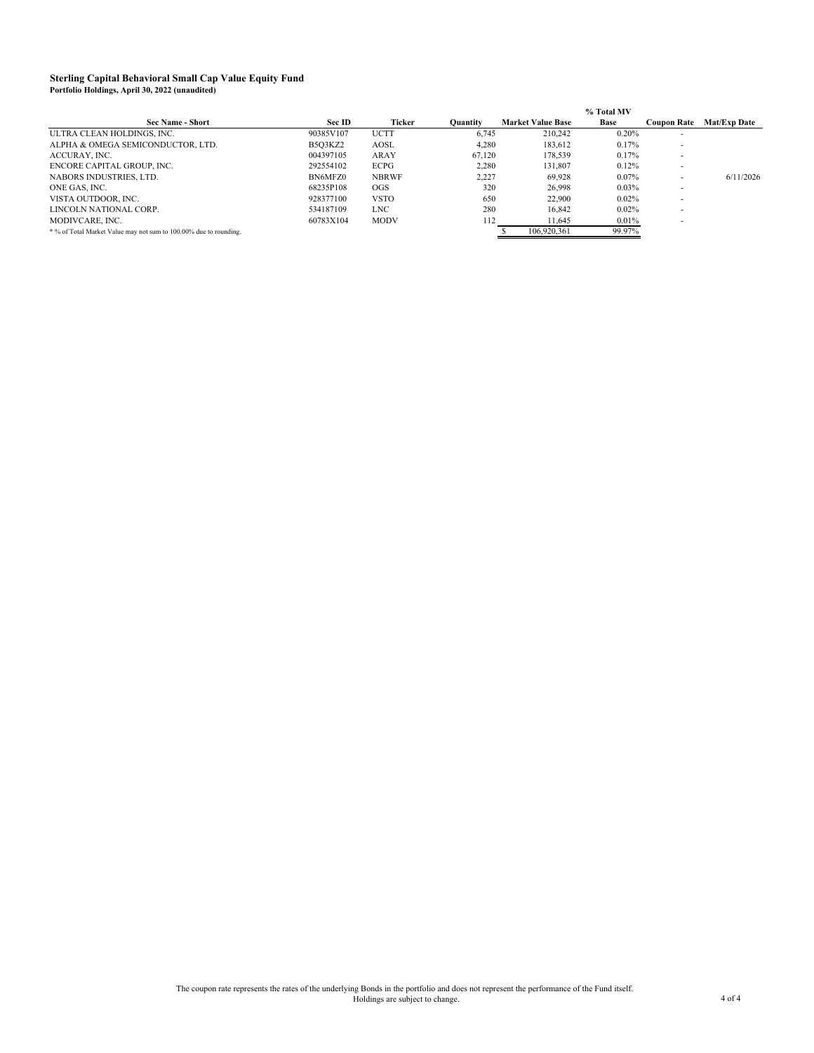**Sterling Capital Behavioral Small Cap Value Equity Fund**
**Portfolio Holdings, April 30, 2022 (unaudited)**

| Sec Name - Short | Sec ID | Ticker | Quantity | Market Value Base | % Total MV Base | Coupon Rate | Mat/Exp Date |
|---|---|---|---|---|---|---|---|
| ULTRA CLEAN HOLDINGS, INC. | 90385V107 | UCTT | 6,745 | 210,242 | 0.20% | - | |
| ALPHA & OMEGA SEMICONDUCTOR, LTD. | B5Q3KZ2 | AOSL | 4,280 | 183,612 | 0.17% | - | |
| ACCURAY, INC. | 004397105 | ARAY | 67,120 | 178,539 | 0.17% | - | |
| ENCORE CAPITAL GROUP, INC. | 292554102 | ECPG | 2,280 | 131,807 | 0.12% | - | |
| NABORS INDUSTRIES, LTD. | BN6MFZ0 | NBRWF | 2,227 | 69,928 | 0.07% | - | 6/11/2026 |
| ONE GAS, INC. | 68235P108 | OGS | 320 | 26,998 | 0.03% | - | |
| VISTA OUTDOOR, INC. | 928377100 | VSTO | 650 | 22,900 | 0.02% | - | |
| LINCOLN NATIONAL CORP. | 534187109 | LNC | 280 | 16,842 | 0.02% | - | |
| MODIVCARE, INC. | 60783X104 | MODV | 112 | 11,645 | 0.01% | - | |
| | | | | $ 106,920,361 | 99.97% | | |

* % of Total Market Value may not sum to 100.00% due to rounding.

The coupon rate represents the rates of the underlying Bonds in the portfolio and does not represent the performance of the Fund itself.
Holdings are subject to change.